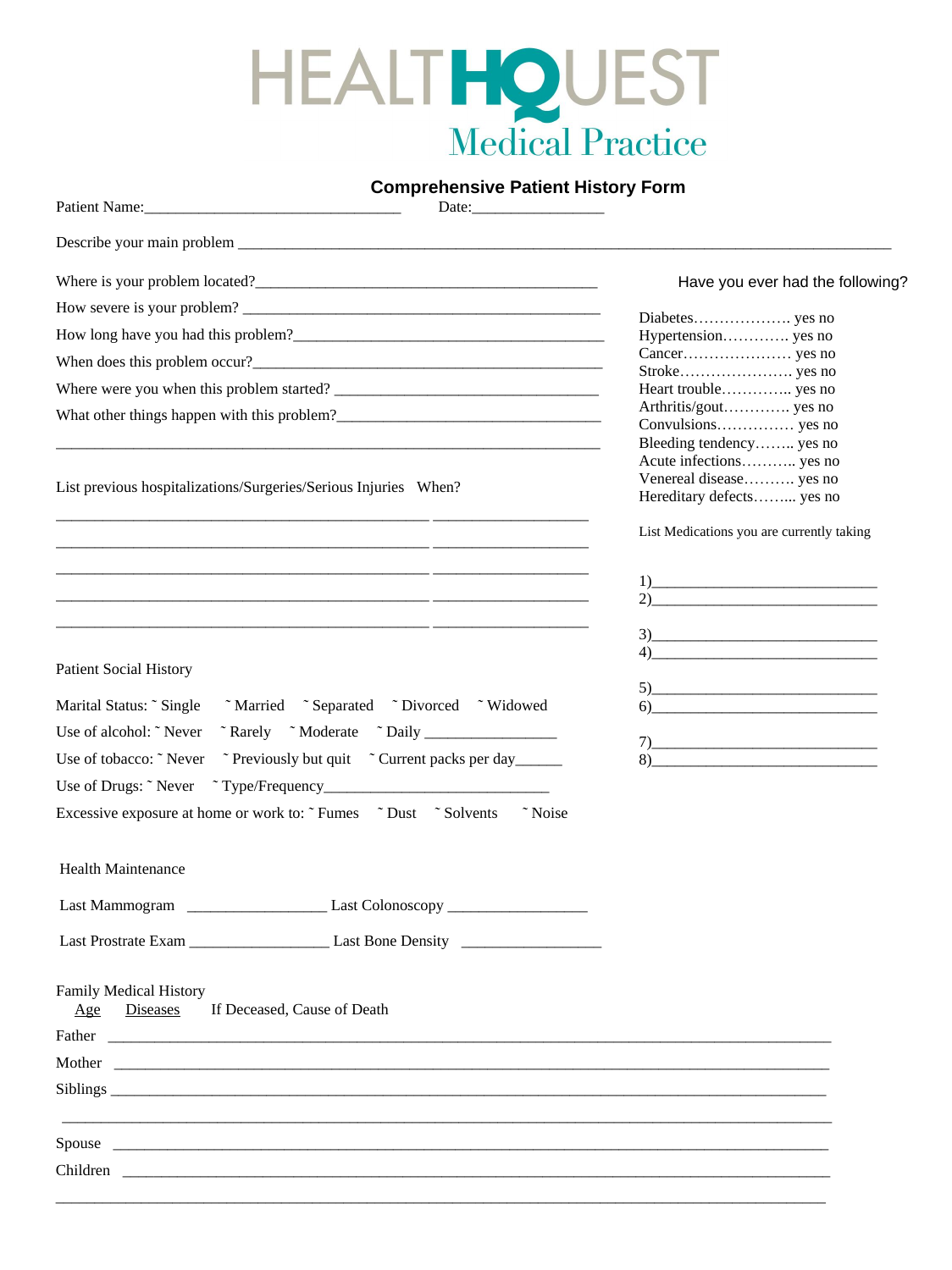# HEALTHQUEST
## Medical Practice

### Comprehensive Patient History Form

Patient Name:_________________________________ Date:________________

Describe your main problem ______________________________________________________________________________

Where is your problem located?_____________________________________________

How severe is your problem? ______________________________________________

How long have you had this problem?_________________________________________

When does this problem occur?______________________________________________

Where were you when this problem started? ___________________________________

What other things happen with this problem?_________________________________

______________________________________________________________________

List previous hospitalizations/Surgeries/Serious Injuries When?

________________________________________________ ____________________

________________________________________________ ____________________

________________________________________________ ____________________

________________________________________________ ____________________

________________________________________________ ____________________

Patient Social History

Marital Status: ˜ Single ˜ Married ˜ Separated ˜ Divorced ˜ Widowed

Use of alcohol: ˜ Never ˜ Rarely ˜ Moderate ˜ Daily ________________

Use of tobacco: ˜ Never ˜ Previously but quit ˜ Current packs per day______

Use of Drugs: ˜ Never ˜ Type/Frequency_____________________________

Excessive exposure at home or work to: ˜ Fumes ˜ Dust ˜ Solvents ˜ Noise

Have you ever had the following?

Diabetes………………. yes no
Hypertension…………. yes no
Cancer………………… yes no
Stroke…………………. yes no
Heart trouble………….. yes no
Arthritis/gout…………. yes no
Convulsions…………… yes no
Bleeding tendency…….. yes no
Acute infections……….. yes no
Venereal disease………. yes no
Hereditary defects……... yes no

List Medications you are currently taking

1)____________________________
2)____________________________
3)____________________________
4)____________________________
5)____________________________
6)____________________________
7)____________________________
8)____________________________

Health Maintenance

Last Mammogram _________________ Last Colonoscopy _________________

Last Prostrate Exam _________________ Last Bone Density _________________

Family Medical History

Age Diseases If Deceased, Cause of Death

Father ______________________________________________________________________

Mother ______________________________________________________________________

Siblings ______________________________________________________________________

______________________________________________________________________

Spouse ______________________________________________________________________

Children ______________________________________________________________________

______________________________________________________________________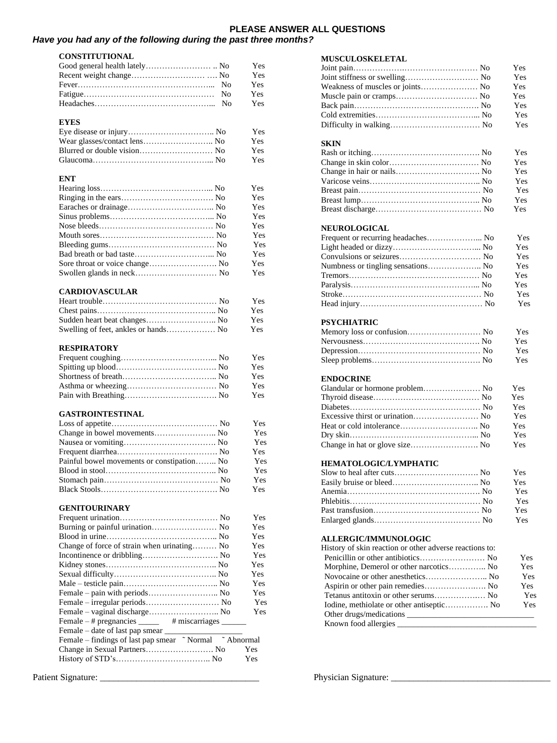**PLEASE ANSWER ALL QUESTIONS**

***Have you had any of the following during the past three months?***

**CONSTITUTIONAL**

| | | |
|---|---|---|
| Good general health lately | No | Yes |
| Recent weight change | No | Yes |
| Fever | No | Yes |
| Fatigue | No | Yes |
| Headaches | No | Yes |

**EYES**

| | | |
|---|---|---|
| Eye disease or injury | No | Yes |
| Wear glasses/contact lens | No | Yes |
| Blurred or double vision | No | Yes |
| Glaucoma | No | Yes |

**ENT**

| | | |
|---|---|---|
| Hearing loss | No | Yes |
| Ringing in the ears | No | Yes |
| Earaches or drainage | No | Yes |
| Sinus problems | No | Yes |
| Nose bleeds | No | Yes |
| Mouth sores | No | Yes |
| Bleeding gums | No | Yes |
| Bad breath or bad taste | No | Yes |
| Sore throat or voice change | No | Yes |
| Swollen glands in neck | No | Yes |

**CARDIOVASCULAR**

| | | |
|---|---|---|
| Heart trouble | No | Yes |
| Chest pains | No | Yes |
| Sudden heart beat changes | No | Yes |
| Swelling of feet, ankles or hands | No | Yes |

**RESPIRATORY**

| | | |
|---|---|---|
| Frequent coughing | No | Yes |
| Spitting up blood | No | Yes |
| Shortness of breath | No | Yes |
| Asthma or wheezing | No | Yes |
| Pain with Breathing | No | Yes |

**GASTROINTESTINAL**

| | | |
|---|---|---|
| Loss of appetite | No | Yes |
| Change in bowel movements | No | Yes |
| Nausea or vomiting | No | Yes |
| Frequent diarrhea | No | Yes |
| Painful bowel movements or constipation | No | Yes |
| Blood in stool | No | Yes |
| Stomach pain | No | Yes |
| Black Stools | No | Yes |

**GENITOURINARY**

| | | |
|---|---|---|
| Frequent urination | No | Yes |
| Burning or painful urination | No | Yes |
| Blood in urine | No | Yes |
| Change of force of strain when urinating | No | Yes |
| Incontinence or dribbling | No | Yes |
| Kidney stones | No | Yes |
| Sexual difficulty | No | Yes |
| Male – testicle pain | No | Yes |
| Female – pain with periods | No | Yes |
| Female – irregular periods | No | Yes |
| Female – vaginal discharge | No | Yes |

Female – # pregnancies _____ # miscarriages ______

Female – date of last pap smear __________________

Female – findings of last pap smear ˜ Normal ˜ Abnormal

| | | |
|---|---|---|
| Change in Sexual Partners | No | Yes |
| History of STD's | No | Yes |

**MUSCULOSKELETAL**

| | | |
|---|---|---|
| Joint pain | No | Yes |
| Joint stiffness or swelling | No | Yes |
| Weakness of muscles or joints | No | Yes |
| Muscle pain or cramps | No | Yes |
| Back pain | No | Yes |
| Cold extremities | No | Yes |
| Difficulty in walking | No | Yes |

**SKIN**

| | | |
|---|---|---|
| Rash or itching | No | Yes |
| Change in skin color | No | Yes |
| Change in hair or nails | No | Yes |
| Varicose veins | No | Yes |
| Breast pain | No | Yes |
| Breast lump | No | Yes |
| Breast discharge | No | Yes |

**NEUROLOGICAL**

| | | |
|---|---|---|
| Frequent or recurring headaches | No | Yes |
| Light headed or dizzy | No | Yes |
| Convulsions or seizures | No | Yes |
| Numbness or tingling sensations | No | Yes |
| Tremors | No | Yes |
| Paralysis | No | Yes |
| Stroke | No | Yes |
| Head injury | No | Yes |

**PSYCHIATRIC**

| | | |
|---|---|---|
| Memory loss or confusion | No | Yes |
| Nervousness | No | Yes |
| Depression | No | Yes |
| Sleep problems | No | Yes |

**ENDOCRINE**

| | | |
|---|---|---|
| Glandular or hormone problem | No | Yes |
| Thyroid disease | No | Yes |
| Diabetes | No | Yes |
| Excessive thirst or urination | No | Yes |
| Heat or cold intolerance | No | Yes |
| Dry skin | No | Yes |
| Change in hat or glove size | No | Yes |

**HEMATOLOGIC/LYMPHATIC**

| | | |
|---|---|---|
| Slow to heal after cuts | No | Yes |
| Easily bruise or bleed | No | Yes |
| Anemia | No | Yes |
| Phlebitis | No | Yes |
| Past transfusion | No | Yes |
| Enlarged glands | No | Yes |

**ALLERGIC/IMMUNOLOGIC**

History of skin reaction or other adverse reactions to:

| | | |
|---|---|---|
| Penicillin or other antibiotics | No | Yes |
| Morphine, Demerol or other narcotics | No | Yes |
| Novocaine or other anesthetics | No | Yes |
| Aspirin or other pain remedies | No | Yes |
| Tetanus antitoxin or other serums | No | Yes |
| Iodine, methiolate or other antiseptic | No | Yes |

Other drugs/medications ______________________________

Known food allergies ________________________________

Patient Signature: __________________________________

Physician Signature: __________________________________